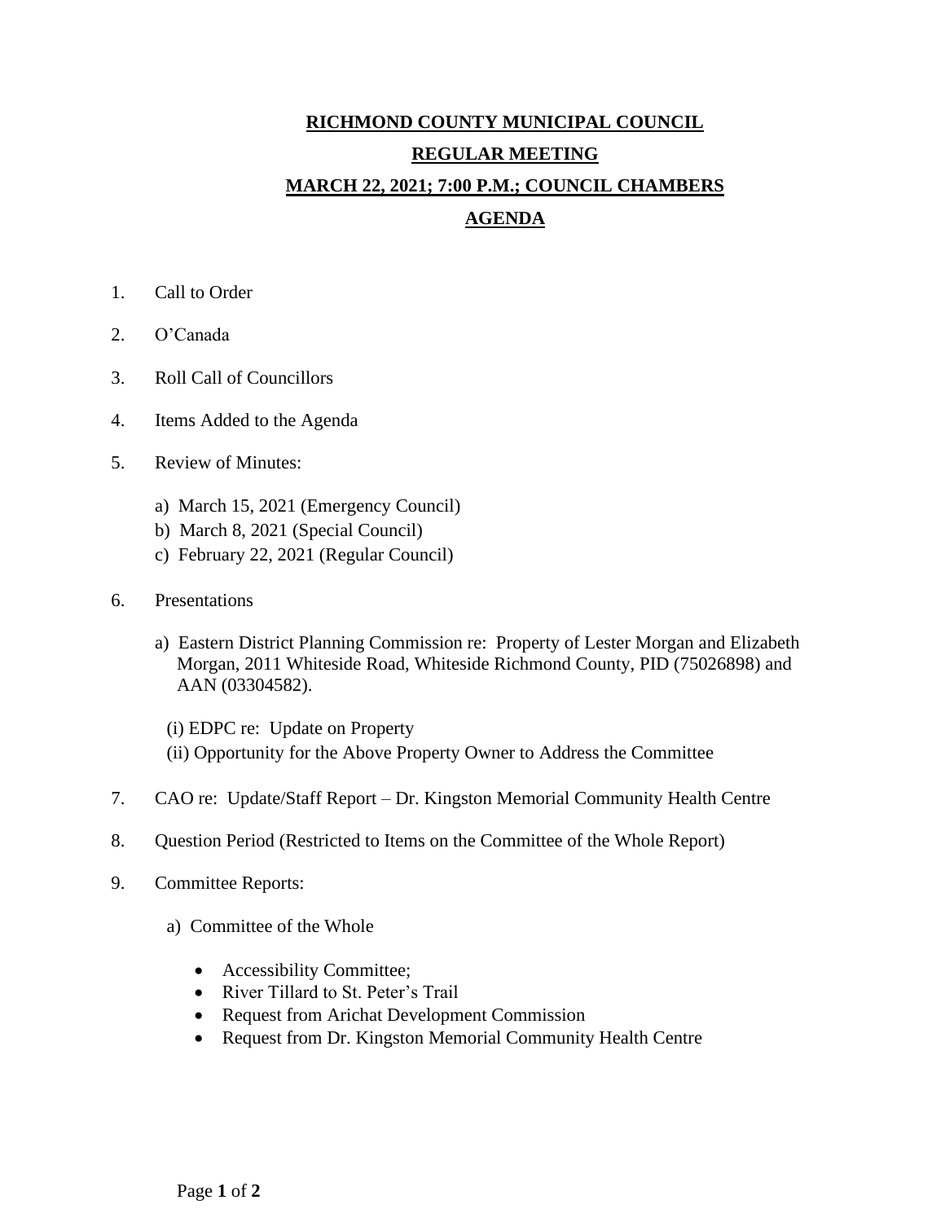**RICHMOND COUNTY MUNICIPAL COUNCIL**

**REGULAR MEETING**

**MARCH 22, 2021; 7:00 P.M.; COUNCIL CHAMBERS**

**AGENDA**

1. Call to Order

2. O'Canada

3. Roll Call of Councillors

4. Items Added to the Agenda

5. Review of Minutes:

   a) March 15, 2021 (Emergency Council)
   b) March 8, 2021 (Special Council)
   c) February 22, 2021 (Regular Council)

6. Presentations

   a) Eastern District Planning Commission re: Property of Lester Morgan and Elizabeth Morgan, 2011 Whiteside Road, Whiteside Richmond County, PID (75026898) and AAN (03304582).

      (i) EDPC re: Update on Property
      (ii) Opportunity for the Above Property Owner to Address the Committee

7. CAO re: Update/Staff Report – Dr. Kingston Memorial Community Health Centre

8. Question Period (Restricted to Items on the Committee of the Whole Report)

9. Committee Reports:

   a) Committee of the Whole

      - Accessibility Committee;
      - River Tillard to St. Peter's Trail
      - Request from Arichat Development Commission
      - Request from Dr. Kingston Memorial Community Health Centre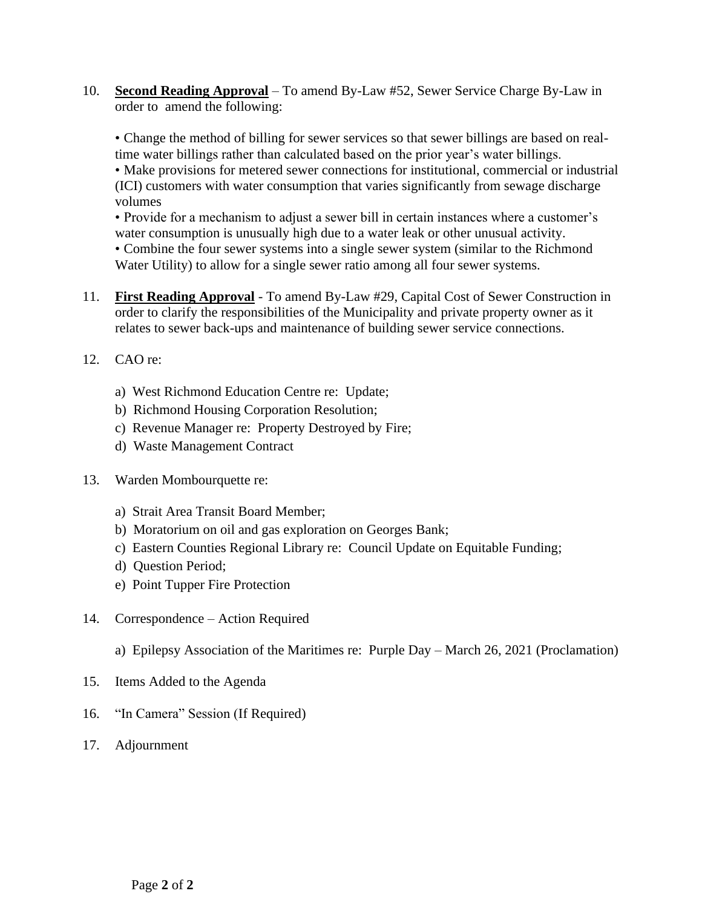10. **<u>Second Reading Approval</u>** – To amend By-Law #52, Sewer Service Charge By-Law in order to amend the following:

    • Change the method of billing for sewer services so that sewer billings are based on real-time water billings rather than calculated based on the prior year's water billings.
    • Make provisions for metered sewer connections for institutional, commercial or industrial (ICI) customers with water consumption that varies significantly from sewage discharge volumes
    • Provide for a mechanism to adjust a sewer bill in certain instances where a customer's water consumption is unusually high due to a water leak or other unusual activity.
    • Combine the four sewer systems into a single sewer system (similar to the Richmond Water Utility) to allow for a single sewer ratio among all four sewer systems.

11. **<u>First Reading Approval</u>** - To amend By-Law #29, Capital Cost of Sewer Construction in order to clarify the responsibilities of the Municipality and private property owner as it relates to sewer back-ups and maintenance of building sewer service connections.

12. CAO re:

    a) West Richmond Education Centre re: Update;
    b) Richmond Housing Corporation Resolution;
    c) Revenue Manager re: Property Destroyed by Fire;
    d) Waste Management Contract

13. Warden Mombourquette re:

    a) Strait Area Transit Board Member;
    b) Moratorium on oil and gas exploration on Georges Bank;
    c) Eastern Counties Regional Library re: Council Update on Equitable Funding;
    d) Question Period;
    e) Point Tupper Fire Protection

14. Correspondence – Action Required

    a) Epilepsy Association of the Maritimes re: Purple Day – March 26, 2021 (Proclamation)

15. Items Added to the Agenda

16. "In Camera" Session (If Required)

17. Adjournment